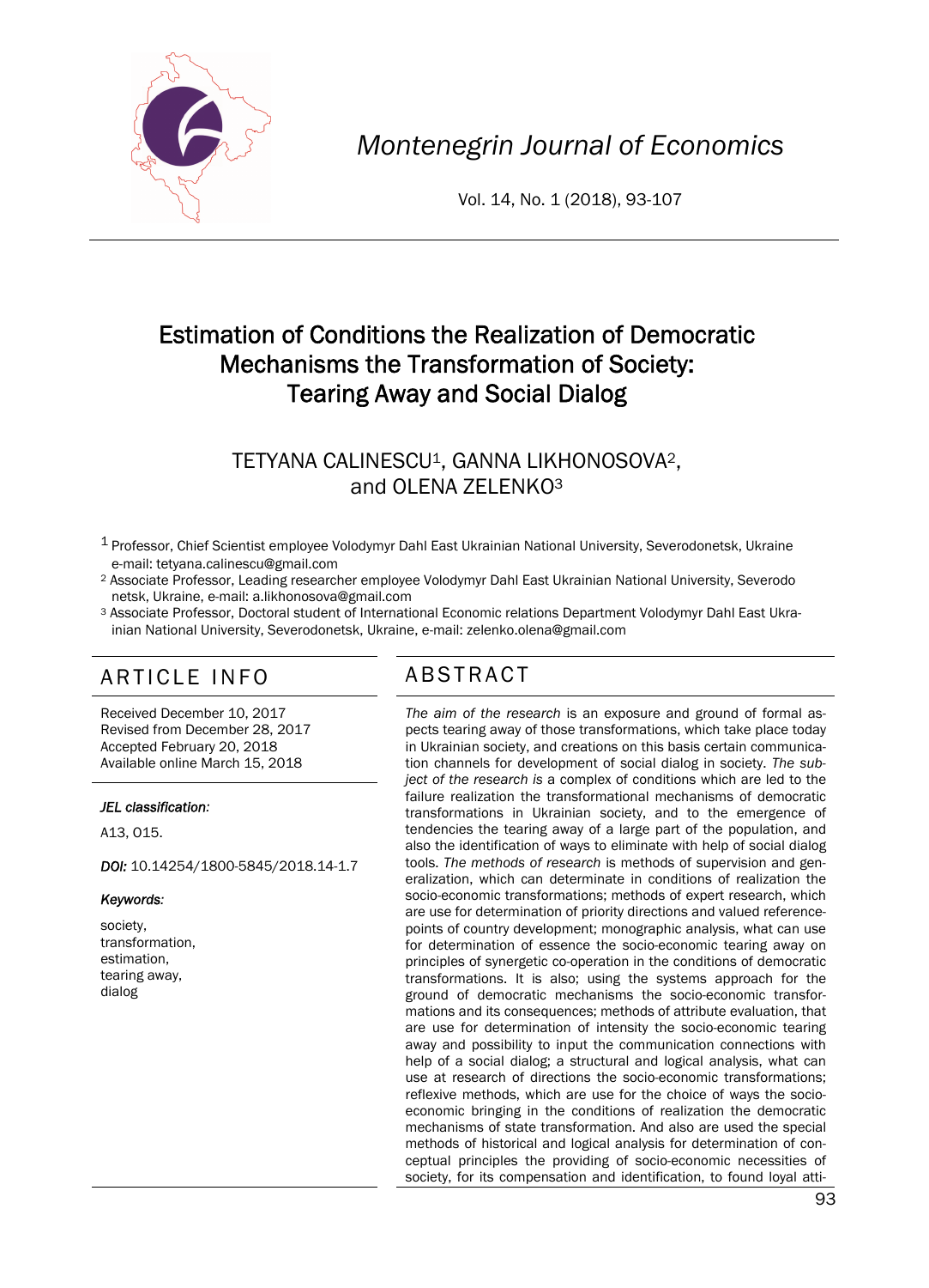# Estimation of Conditions the Realization of Democratic Mechanisms the Transformation of Society: Tearing Away and Social Dialog

TETYANA CALINESCU[1], GANNA LIKHONOSOVA[2], and OLENA ZELENKO[3]

[1] Professor, Chief Scientist employee Volodymyr Dahl East Ukrainian National University, Severodonetsk, Ukraine e-mail: tetyana.calinescu@gmail.com

[2] Associate Professor, Leading researcher employee Volodymyr Dahl East Ukrainian National University, Severodonetsk, Ukraine, e-mail: a.likhonosova@gmail.com

[3] Associate Professor, Doctoral student of International Economic relations Department Volodymyr Dahl East Ukrainian National University, Severodonetsk, Ukraine, e-mail: zelenko.olena@gmail.com

## ARTICLE INFO

Received December 10, 2017
Revised from December 28, 2017
Accepted February 20, 2018
Available online March 15, 2018

***JEL classification:***

A13, O15.

***DOI:*** 10.14254/1800-5845/2018.14-1.7

***Keywords:***

society,
transformation,
estimation,
tearing away,
dialog

## ABSTRACT

*The aim of the research* is an exposure and ground of formal aspects tearing away of those transformations, which take place today in Ukrainian society, and creations on this basis certain communication channels for development of social dialog in society. *The subject of the research is* a complex of conditions which are led to the failure realization the transformational mechanisms of democratic transformations in Ukrainian society, and to the emergence of tendencies the tearing away of a large part of the population, and also the identification of ways to eliminate with help of social dialog tools. *The methods of research* is methods of supervision and generalization, which can determinate in conditions of realization the socio-economic transformations; methods of expert research, which are use for determination of priority directions and valued reference-points of country development; monographic analysis, what can use for determination of essence the socio-economic tearing away on principles of synergetic co-operation in the conditions of democratic transformations. It is also; using the systems approach for the ground of democratic mechanisms the socio-economic transformations and its consequences; methods of attribute evaluation, that are use for determination of intensity the socio-economic tearing away and possibility to input the communication connections with help of a social dialog; a structural and logical analysis, what can use at research of directions the socio-economic transformations; reflexive methods, which are use for the choice of ways the socio-economic bringing in the conditions of realization the democratic mechanisms of state transformation. And also are used the special methods of historical and logical analysis for determination of conceptual principles the providing of socio-economic necessities of society, for its compensation and identification, to found loyal atti-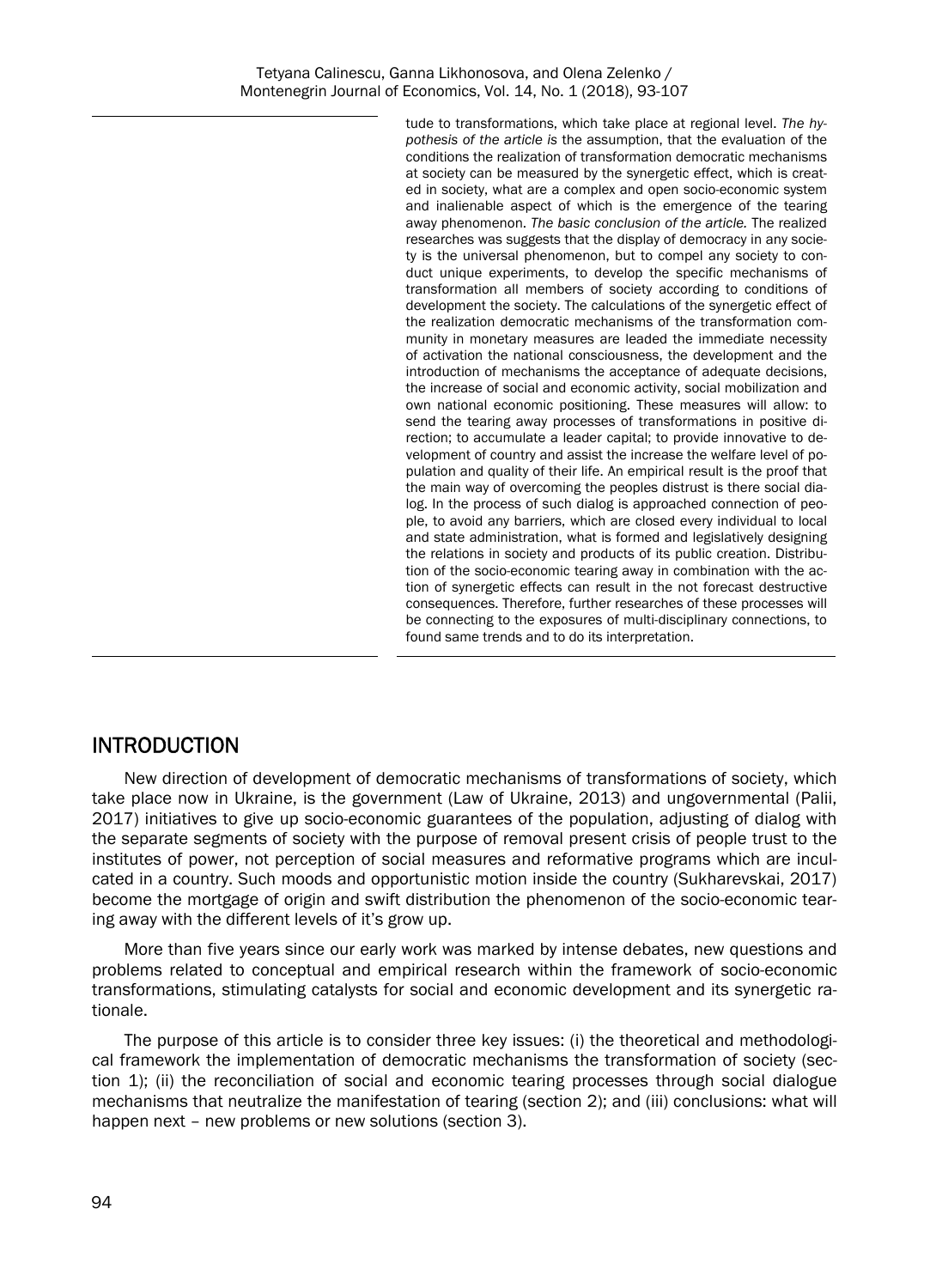tude to transformations, which take place at regional level. *The hypothesis of the article is* the assumption, that the evaluation of the conditions the realization of transformation democratic mechanisms at society can be measured by the synergetic effect, which is created in society, what are a complex and open socio-economic system and inalienable aspect of which is the emergence of the tearing away phenomenon. *The basic conclusion of the article.* The realized researches was suggests that the display of democracy in any society is the universal phenomenon, but to compel any society to conduct unique experiments, to develop the specific mechanisms of transformation all members of society according to conditions of development the society. The calculations of the synergetic effect of the realization democratic mechanisms of the transformation community in monetary measures are leaded the immediate necessity of activation the national consciousness, the development and the introduction of mechanisms the acceptance of adequate decisions, the increase of social and economic activity, social mobilization and own national economic positioning. These measures will allow: to send the tearing away processes of transformations in positive direction; to accumulate a leader capital; to provide innovative to development of country and assist the increase the welfare level of population and quality of their life. An empirical result is the proof that the main way of overcoming the peoples distrust is there social dialog. In the process of such dialog is approached connection of people, to avoid any barriers, which are closed every individual to local and state administration, what is formed and legislatively designing the relations in society and products of its public creation. Distribution of the socio-economic tearing away in combination with the action of synergetic effects can result in the not forecast destructive consequences. Therefore, further researches of these processes will be connecting to the exposures of multi-disciplinary connections, to found same trends and to do its interpretation.

## INTRODUCTION

New direction of development of democratic mechanisms of transformations of society, which take place now in Ukraine, is the government (Law of Ukraine, 2013) and ungovernmental (Palii, 2017) initiatives to give up socio-economic guarantees of the population, adjusting of dialog with the separate segments of society with the purpose of removal present crisis of people trust to the institutes of power, not perception of social measures and reformative programs which are inculcated in a country. Such moods and opportunistic motion inside the country (Sukharevskai, 2017) become the mortgage of origin and swift distribution the phenomenon of the socio-economic tearing away with the different levels of it's grow up.

More than five years since our early work was marked by intense debates, new questions and problems related to conceptual and empirical research within the framework of socio-economic transformations, stimulating catalysts for social and economic development and its synergetic rationale.

The purpose of this article is to consider three key issues: (i) the theoretical and methodological framework the implementation of democratic mechanisms the transformation of society (section 1); (ii) the reconciliation of social and economic tearing processes through social dialogue mechanisms that neutralize the manifestation of tearing (section 2); and (iii) conclusions: what will happen next – new problems or new solutions (section 3).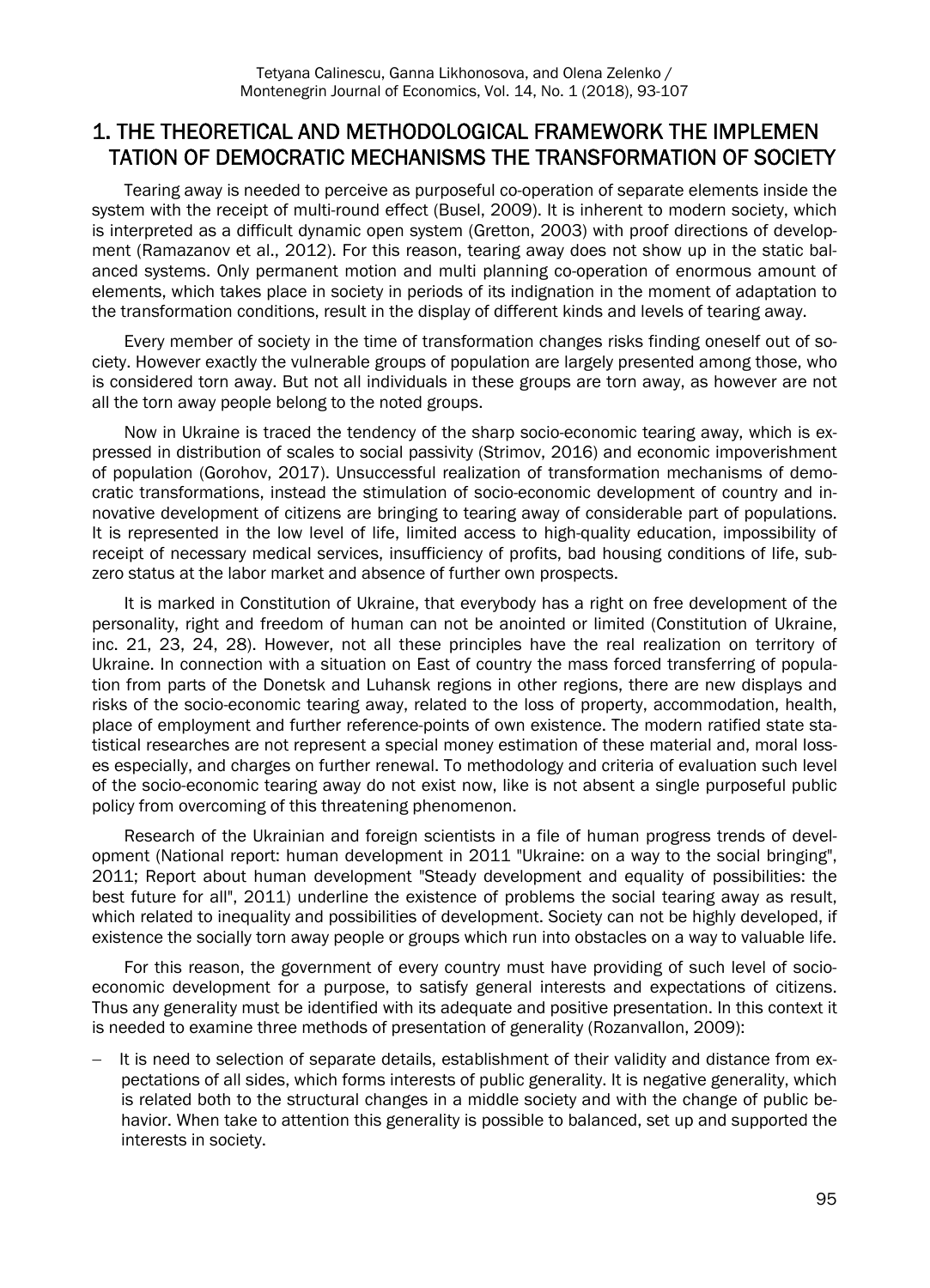# 1. THE THEORETICAL AND METHODOLOGICAL FRAMEWORK THE IMPLEMEN TATION OF DEMOCRATIC MECHANISMS THE TRANSFORMATION OF SOCIETY

Tearing away is needed to perceive as purposeful co-operation of separate elements inside the system with the receipt of multi-round effect (Busel, 2009). It is inherent to modern society, which is interpreted as a difficult dynamic open system (Gretton, 2003) with proof directions of development (Ramazanov et al., 2012). For this reason, tearing away does not show up in the static balanced systems. Only permanent motion and multi planning co-operation of enormous amount of elements, which takes place in society in periods of its indignation in the moment of adaptation to the transformation conditions, result in the display of different kinds and levels of tearing away.

Every member of society in the time of transformation changes risks finding oneself out of society. However exactly the vulnerable groups of population are largely presented among those, who is considered torn away. But not all individuals in these groups are torn away, as however are not all the torn away people belong to the noted groups.

Now in Ukraine is traced the tendency of the sharp socio-economic tearing away, which is expressed in distribution of scales to social passivity (Strimov, 2016) and economic impoverishment of population (Gorohov, 2017). Unsuccessful realization of transformation mechanisms of democratic transformations, instead the stimulation of socio-economic development of country and innovative development of citizens are bringing to tearing away of considerable part of populations. It is represented in the low level of life, limited access to high-quality education, impossibility of receipt of necessary medical services, insufficiency of profits, bad housing conditions of life, subzero status at the labor market and absence of further own prospects.

It is marked in Constitution of Ukraine, that everybody has a right on free development of the personality, right and freedom of human can not be anointed or limited (Constitution of Ukraine, inc. 21, 23, 24, 28). However, not all these principles have the real realization on territory of Ukraine. In connection with a situation on East of country the mass forced transferring of population from parts of the Donetsk and Luhansk regions in other regions, there are new displays and risks of the socio-economic tearing away, related to the loss of property, accommodation, health, place of employment and further reference-points of own existence. The modern ratified state statistical researches are not represent a special money estimation of these material and, moral losses especially, and charges on further renewal. To methodology and criteria of evaluation such level of the socio-economic tearing away do not exist now, like is not absent a single purposeful public policy from overcoming of this threatening phenomenon.

Research of the Ukrainian and foreign scientists in a file of human progress trends of development (National report: human development in 2011 "Ukraine: on a way to the social bringing", 2011; Report about human development "Steady development and equality of possibilities: the best future for all", 2011) underline the existence of problems the social tearing away as result, which related to inequality and possibilities of development. Society can not be highly developed, if existence the socially torn away people or groups which run into obstacles on a way to valuable life.

For this reason, the government of every country must have providing of such level of socio-economic development for a purpose, to satisfy general interests and expectations of citizens. Thus any generality must be identified with its adequate and positive presentation. In this context it is needed to examine three methods of presentation of generality (Rozanvallon, 2009):

- It is need to selection of separate details, establishment of their validity and distance from expectations of all sides, which forms interests of public generality. It is negative generality, which is related both to the structural changes in a middle society and with the change of public behavior. When take to attention this generality is possible to balanced, set up and supported the interests in society.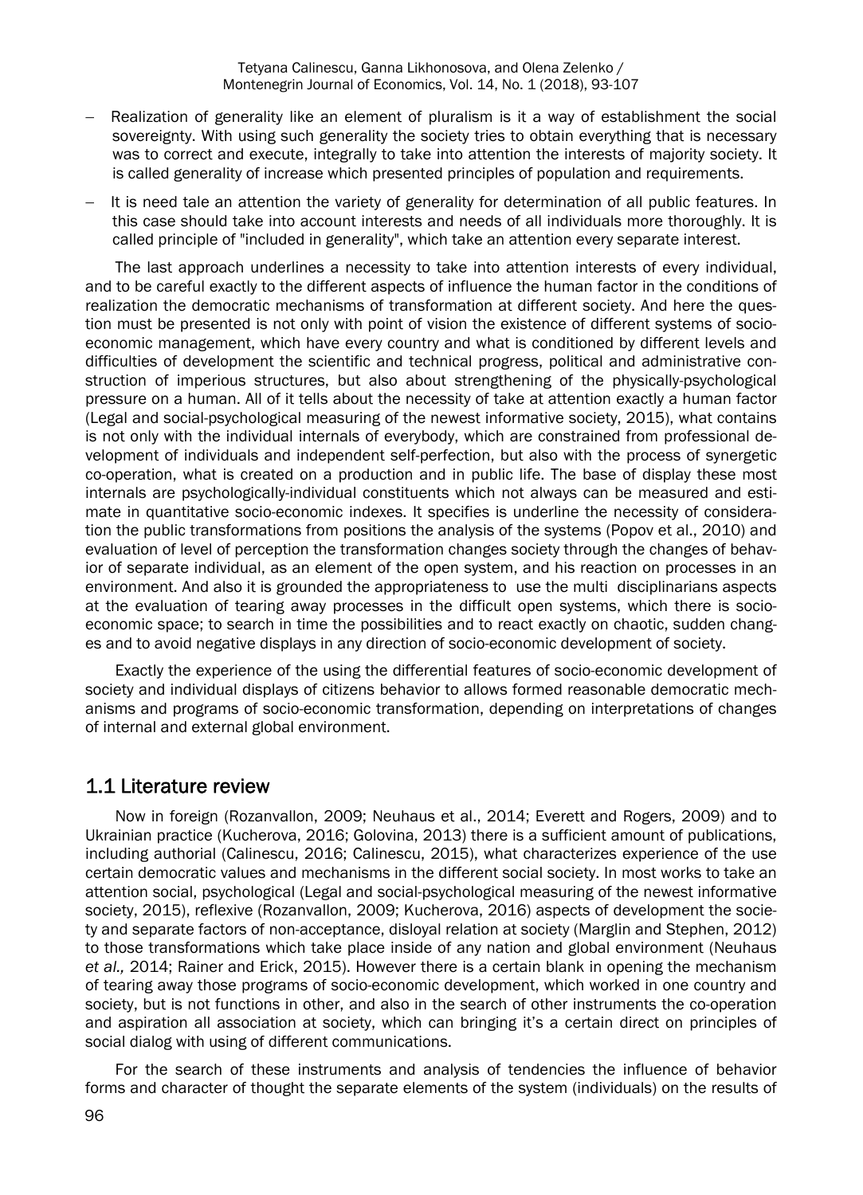- Realization of generality like an element of pluralism is it a way of establishment the social sovereignty. With using such generality the society tries to obtain everything that is necessary was to correct and execute, integrally to take into attention the interests of majority society. It is called generality of increase which presented principles of population and requirements.
- It is need tale an attention the variety of generality for determination of all public features. In this case should take into account interests and needs of all individuals more thoroughly. It is called principle of "included in generality", which take an attention every separate interest.

The last approach underlines a necessity to take into attention interests of every individual, and to be careful exactly to the different aspects of influence the human factor in the conditions of realization the democratic mechanisms of transformation at different society. And here the question must be presented is not only with point of vision the existence of different systems of socio-economic management, which have every country and what is conditioned by different levels and difficulties of development the scientific and technical progress, political and administrative construction of imperious structures, but also about strengthening of the physically-psychological pressure on a human. All of it tells about the necessity of take at attention exactly a human factor (Legal and social-psychological measuring of the newest informative society, 2015), what contains is not only with the individual internals of everybody, which are constrained from professional development of individuals and independent self-perfection, but also with the process of synergetic co-operation, what is created on a production and in public life. The base of display these most internals are psychologically-individual constituents which not always can be measured and estimate in quantitative socio-economic indexes. It specifies is underline the necessity of consideration the public transformations from positions the analysis of the systems (Popov et al., 2010) and evaluation of level of perception the transformation changes society through the changes of behavior of separate individual, as an element of the open system, and his reaction on processes in an environment. And also it is grounded the appropriateness to use the multi disciplinarians aspects at the evaluation of tearing away processes in the difficult open systems, which there is socio-economic space; to search in time the possibilities and to react exactly on chaotic, sudden changes and to avoid negative displays in any direction of socio-economic development of society.

Exactly the experience of the using the differential features of socio-economic development of society and individual displays of citizens behavior to allows formed reasonable democratic mechanisms and programs of socio-economic transformation, depending on interpretations of changes of internal and external global environment.

## 1.1 Literature review

Now in foreign (Rozanvallon, 2009; Neuhaus et al., 2014; Everett and Rogers, 2009) and to Ukrainian practice (Kucherova, 2016; Golovina, 2013) there is a sufficient amount of publications, including authorial (Calinescu, 2016; Calinescu, 2015), what characterizes experience of the use certain democratic values and mechanisms in the different social society. In most works to take an attention social, psychological (Legal and social-psychological measuring of the newest informative society, 2015), reflexive (Rozanvallon, 2009; Kucherova, 2016) aspects of development the society and separate factors of non-acceptance, disloyal relation at society (Marglin and Stephen, 2012) to those transformations which take place inside of any nation and global environment (Neuhaus *et al.,* 2014; Rainer and Erick, 2015). However there is a certain blank in opening the mechanism of tearing away those programs of socio-economic development, which worked in one country and society, but is not functions in other, and also in the search of other instruments the co-operation and aspiration all association at society, which can bringing it's a certain direct on principles of social dialog with using of different communications.

For the search of these instruments and analysis of tendencies the influence of behavior forms and character of thought the separate elements of the system (individuals) on the results of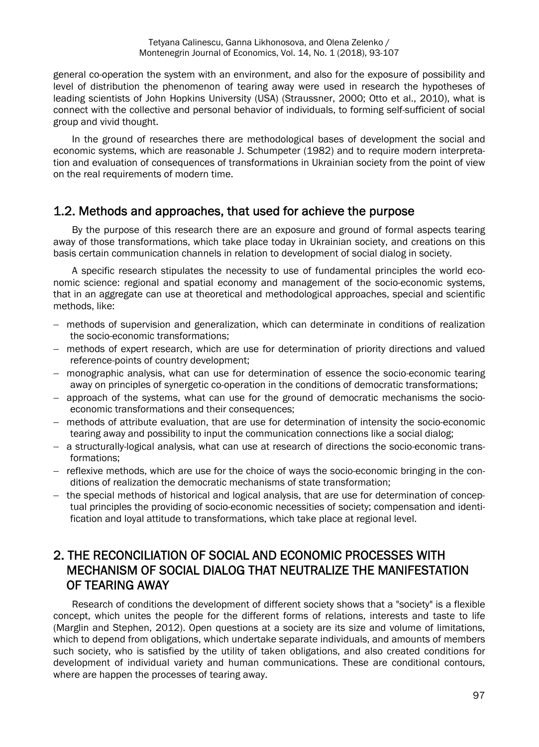general co-operation the system with an environment, and also for the exposure of possibility and level of distribution the phenomenon of tearing away were used in research the hypotheses of leading scientists of John Hopkins University (USA) (Straussner, 2000; Otto et al., 2010), what is connect with the collective and personal behavior of individuals, to forming self-sufficient of social group and vivid thought.

In the ground of researches there are methodological bases of development the social and economic systems, which are reasonable J. Schumpeter (1982) and to require modern interpretation and evaluation of consequences of transformations in Ukrainian society from the point of view on the real requirements of modern time.

## 1.2. Methods and approaches, that used for achieve the purpose

By the purpose of this research there are an exposure and ground of formal aspects tearing away of those transformations, which take place today in Ukrainian society, and creations on this basis certain communication channels in relation to development of social dialog in society.

A specific research stipulates the necessity to use of fundamental principles the world economic science: regional and spatial economy and management of the socio-economic systems, that in an aggregate can use at theoretical and methodological approaches, special and scientific methods, like:

- methods of supervision and generalization, which can determinate in conditions of realization the socio-economic transformations;
- methods of expert research, which are use for determination of priority directions and valued reference-points of country development;
- monographic analysis, what can use for determination of essence the socio-economic tearing away on principles of synergetic co-operation in the conditions of democratic transformations;
- approach of the systems, what can use for the ground of democratic mechanisms the socio-economic transformations and their consequences;
- methods of attribute evaluation, that are use for determination of intensity the socio-economic tearing away and possibility to input the communication connections like a social dialog;
- a structurally-logical analysis, what can use at research of directions the socio-economic transformations;
- reflexive methods, which are use for the choice of ways the socio-economic bringing in the conditions of realization the democratic mechanisms of state transformation;
- the special methods of historical and logical analysis, that are use for determination of conceptual principles the providing of socio-economic necessities of society; compensation and identification and loyal attitude to transformations, which take place at regional level.

## 2. THE RECONCILIATION OF SOCIAL AND ECONOMIC PROCESSES WITH MECHANISM OF SOCIAL DIALOG THAT NEUTRALIZE THE MANIFESTATION OF TEARING AWAY

Research of conditions the development of different society shows that a "society" is a flexible concept, which unites the people for the different forms of relations, interests and taste to life (Marglin and Stephen, 2012). Open questions at a society are its size and volume of limitations, which to depend from obligations, which undertake separate individuals, and amounts of members such society, who is satisfied by the utility of taken obligations, and also created conditions for development of individual variety and human communications. These are conditional contours, where are happen the processes of tearing away.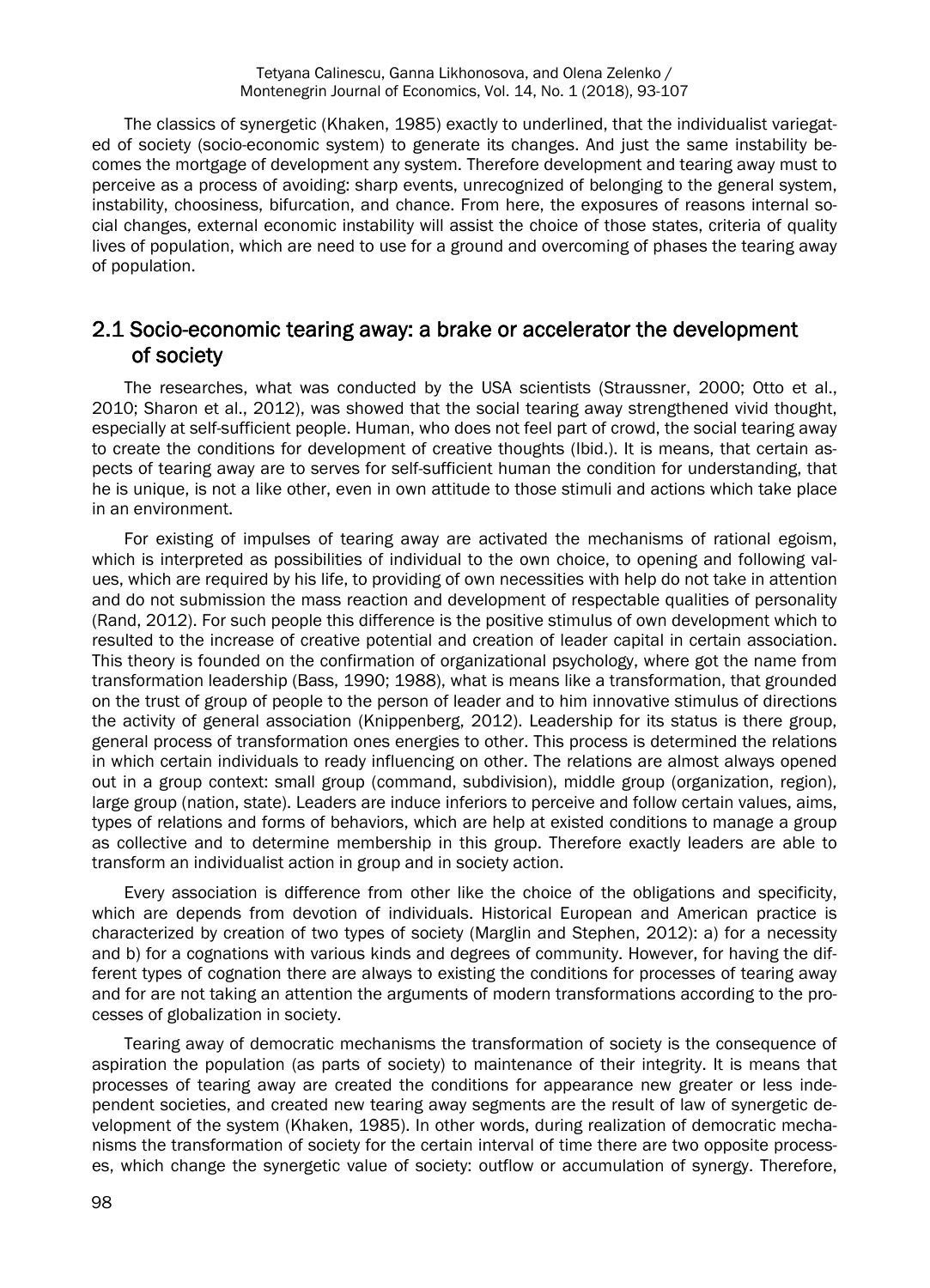The classics of synergetic (Khaken, 1985) exactly to underlined, that the individualist variegated of society (socio-economic system) to generate its changes. And just the same instability becomes the mortgage of development any system. Therefore development and tearing away must to perceive as a process of avoiding: sharp events, unrecognized of belonging to the general system, instability, choosiness, bifurcation, and chance. From here, the exposures of reasons internal social changes, external economic instability will assist the choice of those states, criteria of quality lives of population, which are need to use for a ground and overcoming of phases the tearing away of population.

## 2.1 Socio-economic tearing away: a brake or accelerator the development of society

The researches, what was conducted by the USA scientists (Straussner, 2000; Otto et al., 2010; Sharon et al., 2012), was showed that the social tearing away strengthened vivid thought, especially at self-sufficient people. Human, who does not feel part of crowd, the social tearing away to create the conditions for development of creative thoughts (Ibid.). It is means, that certain aspects of tearing away are to serves for self-sufficient human the condition for understanding, that he is unique, is not a like other, even in own attitude to those stimuli and actions which take place in an environment.

For existing of impulses of tearing away are activated the mechanisms of rational egoism, which is interpreted as possibilities of individual to the own choice, to opening and following values, which are required by his life, to providing of own necessities with help do not take in attention and do not submission the mass reaction and development of respectable qualities of personality (Rand, 2012). For such people this difference is the positive stimulus of own development which to resulted to the increase of creative potential and creation of leader capital in certain association. This theory is founded on the confirmation of organizational psychology, where got the name from transformation leadership (Bass, 1990; 1988), what is means like a transformation, that grounded on the trust of group of people to the person of leader and to him innovative stimulus of directions the activity of general association (Knippenberg, 2012). Leadership for its status is there group, general process of transformation ones energies to other. This process is determined the relations in which certain individuals to ready influencing on other. The relations are almost always opened out in a group context: small group (command, subdivision), middle group (organization, region), large group (nation, state). Leaders are induce inferiors to perceive and follow certain values, aims, types of relations and forms of behaviors, which are help at existed conditions to manage a group as collective and to determine membership in this group. Therefore exactly leaders are able to transform an individualist action in group and in society action.

Every association is difference from other like the choice of the obligations and specificity, which are depends from devotion of individuals. Historical European and American practice is characterized by creation of two types of society (Marglin and Stephen, 2012): a) for a necessity and b) for a cognations with various kinds and degrees of community. However, for having the different types of cognation there are always to existing the conditions for processes of tearing away and for are not taking an attention the arguments of modern transformations according to the processes of globalization in society.

Tearing away of democratic mechanisms the transformation of society is the consequence of aspiration the population (as parts of society) to maintenance of their integrity. It is means that processes of tearing away are created the conditions for appearance new greater or less independent societies, and created new tearing away segments are the result of law of synergetic development of the system (Khaken, 1985). In other words, during realization of democratic mechanisms the transformation of society for the certain interval of time there are two opposite processes, which change the synergetic value of society: outflow or accumulation of synergy. Therefore,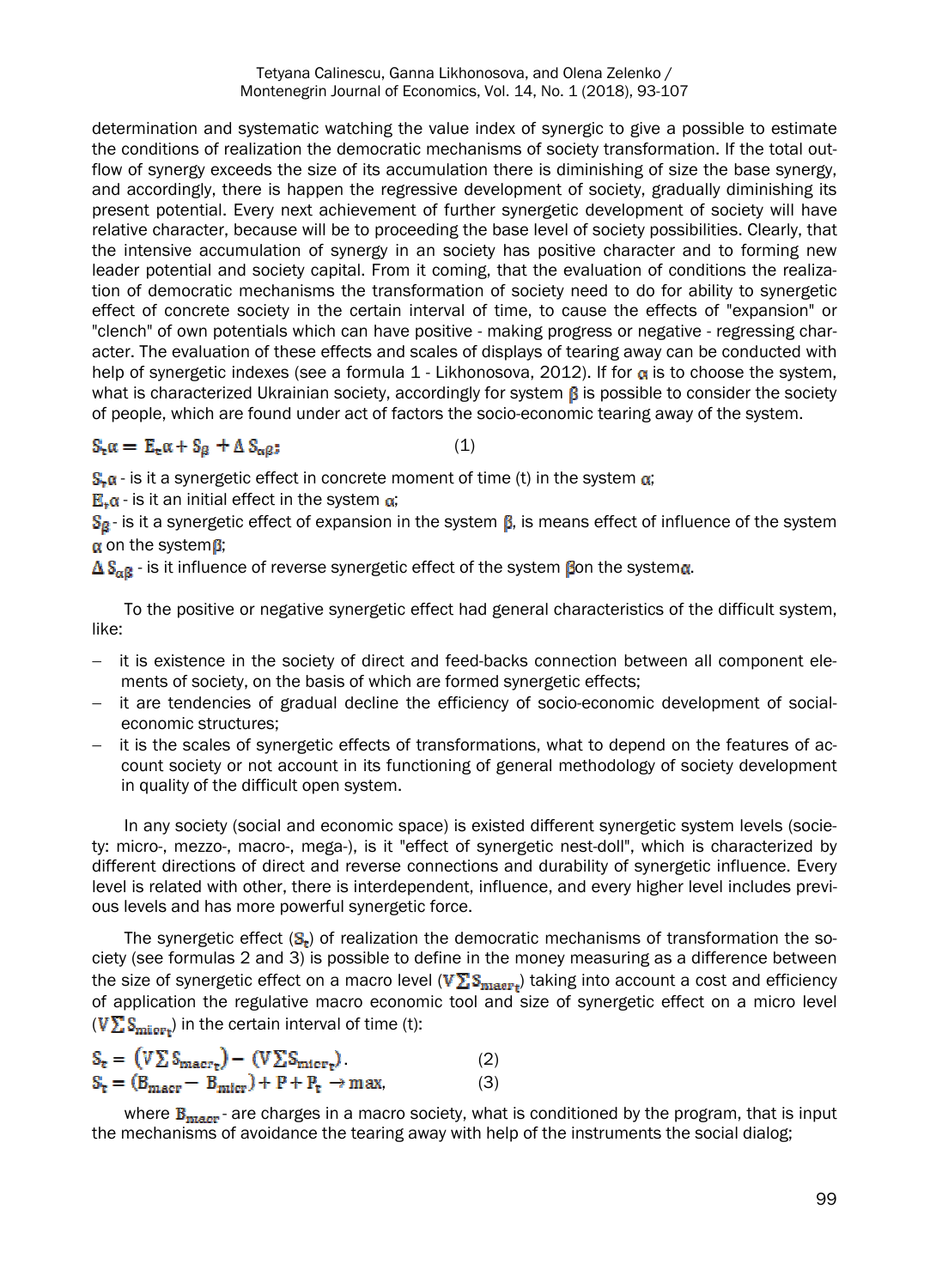determination and systematic watching the value index of synergic to give a possible to estimate the conditions of realization the democratic mechanisms of society transformation. If the total outflow of synergy exceeds the size of its accumulation there is diminishing of size the base synergy, and accordingly, there is happen the regressive development of society, gradually diminishing its present potential. Every next achievement of further synergetic development of society will have relative character, because will be to proceeding the base level of society possibilities. Clearly, that the intensive accumulation of synergy in an society has positive character and to forming new leader potential and society capital. From it coming, that the evaluation of conditions the realization of democratic mechanisms the transformation of society need to do for ability to synergetic effect of concrete society in the certain interval of time, to cause the effects of "expansion" or "clench" of own potentials which can have positive - making progress or negative - regressing character. The evaluation of these effects and scales of displays of tearing away can be conducted with help of synergetic indexes (see a formula 1 - Likhonosova, 2012). If for $\alpha$ is to choose the system, what is characterized Ukrainian society, accordingly for system $\beta$ is possible to consider the society of people, which are found under act of factors the socio-economic tearing away of the system.

$$S_t\alpha = E_t\alpha + S_\beta + \Delta S_{\alpha\beta}; \qquad (1)$$

$S_t\alpha$ - is it a synergetic effect in concrete moment of time (t) in the system $\alpha$;

$E_t\alpha$ - is it an initial effect in the system $\alpha$;

$S_\beta$ - is it a synergetic effect of expansion in the system $\beta$, is means effect of influence of the system $\alpha$ on the system $\beta$;

$\Delta S_{\alpha\beta}$ - is it influence of reverse synergetic effect of the system $\beta$ on the system $\alpha$.

To the positive or negative synergetic effect had general characteristics of the difficult system, like:

- it is existence in the society of direct and feed-backs connection between all component elements of society, on the basis of which are formed synergetic effects;
- it are tendencies of gradual decline the efficiency of socio-economic development of social-economic structures;
- it is the scales of synergetic effects of transformations, what to depend on the features of account society or not account in its functioning of general methodology of society development in quality of the difficult open system.

In any society (social and economic space) is existed different synergetic system levels (society: micro-, mezzo-, macro-, mega-), is it "effect of synergetic nest-doll", which is characterized by different directions of direct and reverse connections and durability of synergetic influence. Every level is related with other, there is interdependent, influence, and every higher level includes previous levels and has more powerful synergetic force.

The synergetic effect ($S_t$) of realization the democratic mechanisms of transformation the society (see formulas 2 and 3) is possible to define in the money measuring as a difference between the size of synergetic effect on a macro level ($V\sum S_{macr_t}$) taking into account a cost and efficiency of application the regulative macro economic tool and size of synergetic effect on a micro level ($V\sum S_{micr_t}$) in the certain interval of time (t):

$$S_t = \left(V\sum S_{macr_t}\right) - \left(V\sum S_{micr_t}\right). \qquad (2)$$

$$S_t = (B_{macr} - B_{micr}) + P + P_t \rightarrow \max, \qquad (3)$$

where $B_{macr}$ - are charges in a macro society, what is conditioned by the program, that is input the mechanisms of avoidance the tearing away with help of the instruments the social dialog;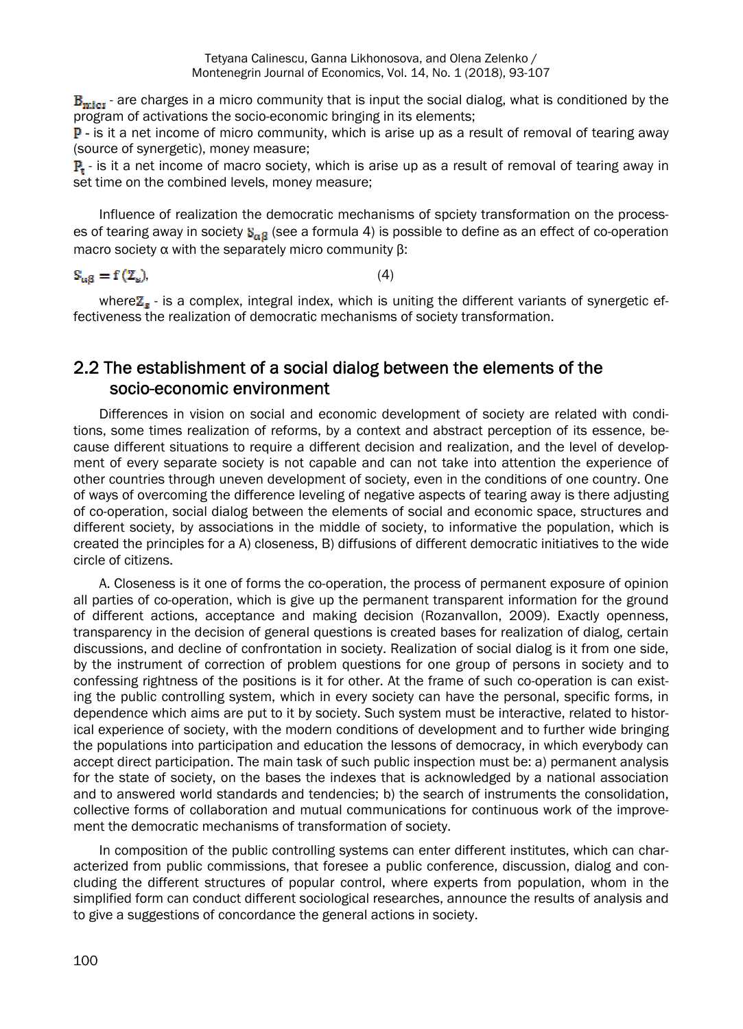$B_{micr}$ - are charges in a micro community that is input the social dialog, what is conditioned by the program of activations the socio-economic bringing in its elements;

$P$ - is it a net income of micro community, which is arise up as a result of removal of tearing away (source of synergetic), money measure;

$P_t$ - is it a net income of macro society, which is arise up as a result of removal of tearing away in set time on the combined levels, money measure;

Influence of realization the democratic mechanisms of spciety transformation on the processes of tearing away in society $S_{\alpha\beta}$ (see a formula 4) is possible to define as an effect of co-operation macro society α with the separately micro community β:

$$S_{\alpha\beta} = f(Z_s), \qquad (4)$$

where $Z_s$ - is a complex, integral index, which is uniting the different variants of synergetic effectiveness the realization of democratic mechanisms of society transformation.

## 2.2 The establishment of a social dialog between the elements of the socio-economic environment

Differences in vision on social and economic development of society are related with conditions, some times realization of reforms, by a context and abstract perception of its essence, because different situations to require a different decision and realization, and the level of development of every separate society is not capable and can not take into attention the experience of other countries through uneven development of society, even in the conditions of one country. One of ways of overcoming the difference leveling of negative aspects of tearing away is there adjusting of co-operation, social dialog between the elements of social and economic space, structures and different society, by associations in the middle of society, to informative the population, which is created the principles for a A) closeness, B) diffusions of different democratic initiatives to the wide circle of citizens.

A. Closeness is it one of forms the co-operation, the process of permanent exposure of opinion all parties of co-operation, which is give up the permanent transparent information for the ground of different actions, acceptance and making decision (Rozanvallon, 2009). Exactly openness, transparency in the decision of general questions is created bases for realization of dialog, certain discussions, and decline of confrontation in society. Realization of social dialog is it from one side, by the instrument of correction of problem questions for one group of persons in society and to confessing rightness of the positions is it for other. At the frame of such co-operation is can existing the public controlling system, which in every society can have the personal, specific forms, in dependence which aims are put to it by society. Such system must be interactive, related to historical experience of society, with the modern conditions of development and to further wide bringing the populations into participation and education the lessons of democracy, in which everybody can accept direct participation. The main task of such public inspection must be: a) permanent analysis for the state of society, on the bases the indexes that is acknowledged by a national association and to answered world standards and tendencies; b) the search of instruments the consolidation, collective forms of collaboration and mutual communications for continuous work of the improvement the democratic mechanisms of transformation of society.

In composition of the public controlling systems can enter different institutes, which can characterized from public commissions, that foresee a public conference, discussion, dialog and concluding the different structures of popular control, where experts from population, whom in the simplified form can conduct different sociological researches, announce the results of analysis and to give a suggestions of concordance the general actions in society.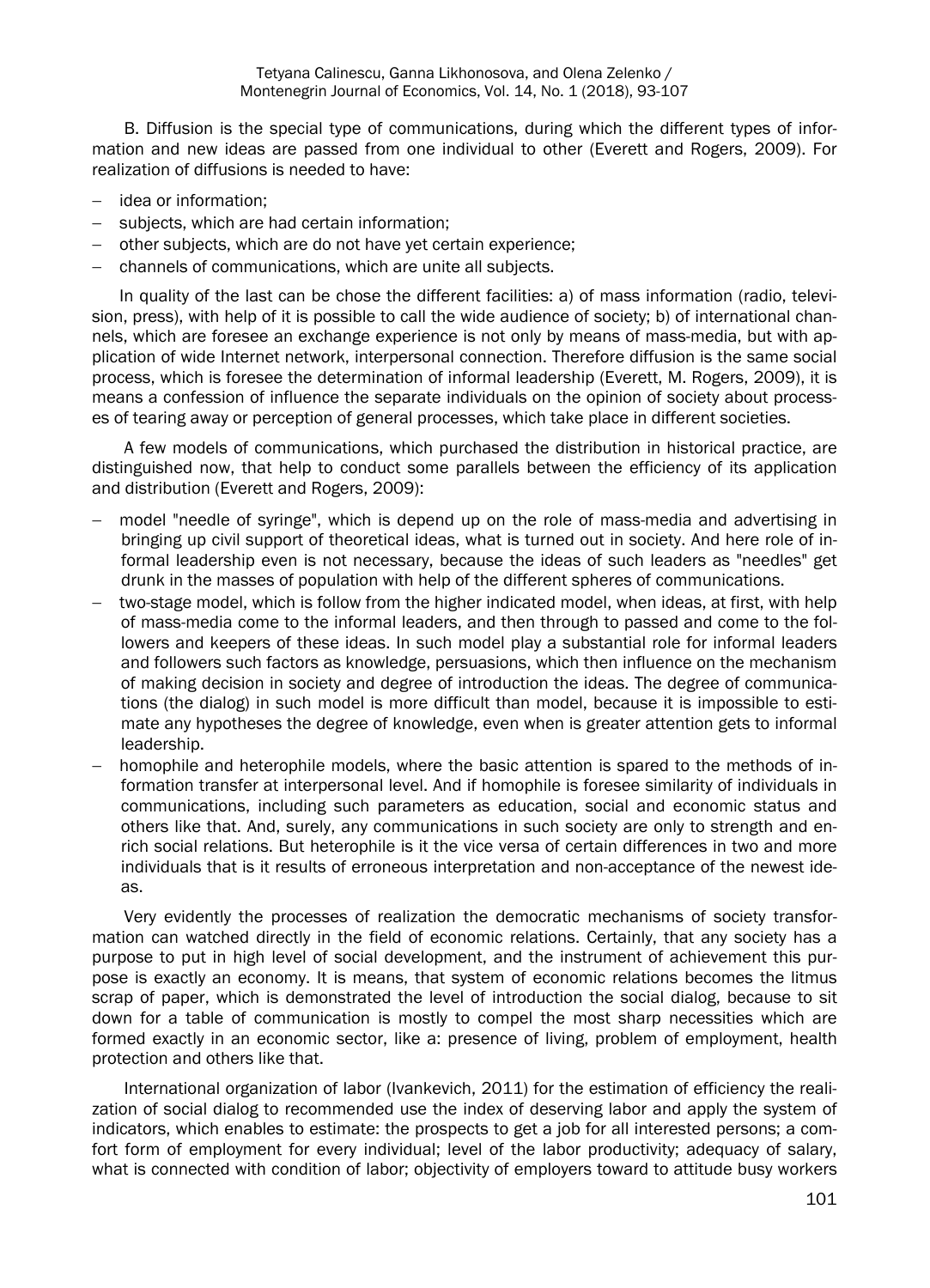B. Diffusion is the special type of communications, during which the different types of information and new ideas are passed from one individual to other (Everett and Rogers, 2009). For realization of diffusions is needed to have:

- idea or information;
- subjects, which are had certain information;
- other subjects, which are do not have yet certain experience;
- channels of communications, which are unite all subjects.

In quality of the last can be chose the different facilities: a) of mass information (radio, television, press), with help of it is possible to call the wide audience of society; b) of international channels, which are foresee an exchange experience is not only by means of mass-media, but with application of wide Internet network, interpersonal connection. Therefore diffusion is the same social process, which is foresee the determination of informal leadership (Everett, M. Rogers, 2009), it is means a confession of influence the separate individuals on the opinion of society about processes of tearing away or perception of general processes, which take place in different societies.

A few models of communications, which purchased the distribution in historical practice, are distinguished now, that help to conduct some parallels between the efficiency of its application and distribution (Everett and Rogers, 2009):

- model "needle of syringe", which is depend up on the role of mass-media and advertising in bringing up civil support of theoretical ideas, what is turned out in society. And here role of informal leadership even is not necessary, because the ideas of such leaders as "needles" get drunk in the masses of population with help of the different spheres of communications.
- two-stage model, which is follow from the higher indicated model, when ideas, at first, with help of mass-media come to the informal leaders, and then through to passed and come to the followers and keepers of these ideas. In such model play a substantial role for informal leaders and followers such factors as knowledge, persuasions, which then influence on the mechanism of making decision in society and degree of introduction the ideas. The degree of communications (the dialog) in such model is more difficult than model, because it is impossible to estimate any hypotheses the degree of knowledge, even when is greater attention gets to informal leadership.
- homophile and heterophile models, where the basic attention is spared to the methods of information transfer at interpersonal level. And if homophile is foresee similarity of individuals in communications, including such parameters as education, social and economic status and others like that. And, surely, any communications in such society are only to strength and enrich social relations. But heterophile is it the vice versa of certain differences in two and more individuals that is it results of erroneous interpretation and non-acceptance of the newest ideas.

Very evidently the processes of realization the democratic mechanisms of society transformation can watched directly in the field of economic relations. Certainly, that any society has a purpose to put in high level of social development, and the instrument of achievement this purpose is exactly an economy. It is means, that system of economic relations becomes the litmus scrap of paper, which is demonstrated the level of introduction the social dialog, because to sit down for a table of communication is mostly to compel the most sharp necessities which are formed exactly in an economic sector, like a: presence of living, problem of employment, health protection and others like that.

International organization of labor (Ivankevich, 2011) for the estimation of efficiency the realization of social dialog to recommended use the index of deserving labor and apply the system of indicators, which enables to estimate: the prospects to get a job for all interested persons; a comfort form of employment for every individual; level of the labor productivity; adequacy of salary, what is connected with condition of labor; objectivity of employers toward to attitude busy workers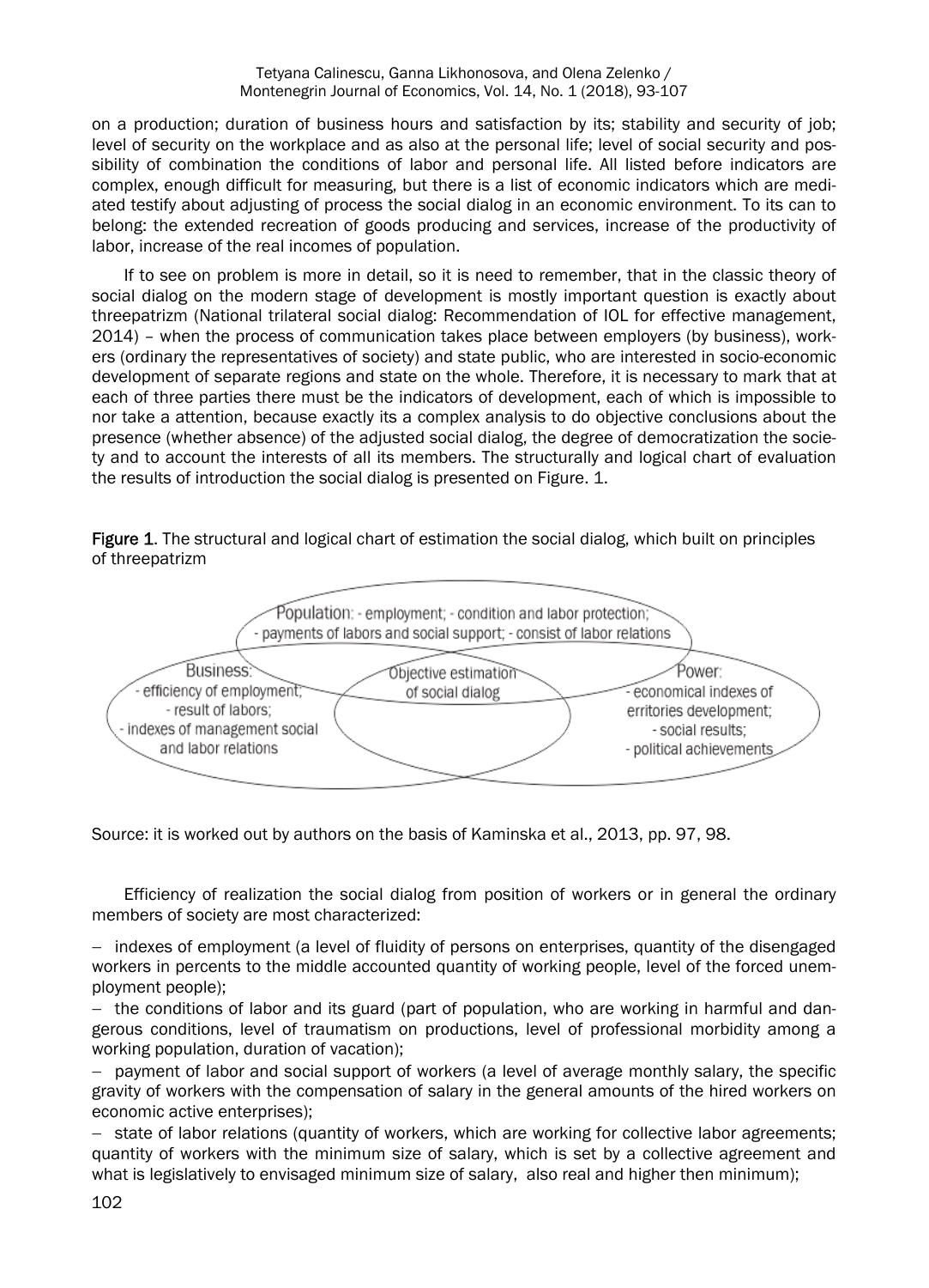on a production; duration of business hours and satisfaction by its; stability and security of job; level of security on the workplace and as also at the personal life; level of social security and possibility of combination the conditions of labor and personal life. All listed before indicators are complex, enough difficult for measuring, but there is a list of economic indicators which are mediated testify about adjusting of process the social dialog in an economic environment. To its can to belong: the extended recreation of goods producing and services, increase of the productivity of labor, increase of the real incomes of population.

If to see on problem is more in detail, so it is need to remember, that in the classic theory of social dialog on the modern stage of development is mostly important question is exactly about threepatrizm (National trilateral social dialog: Recommendation of IOL for effective management, 2014) – when the process of communication takes place between employers (by business), workers (ordinary the representatives of society) and state public, who are interested in socio-economic development of separate regions and state on the whole. Therefore, it is necessary to mark that at each of three parties there must be the indicators of development, each of which is impossible to nor take a attention, because exactly its a complex analysis to do objective conclusions about the presence (whether absence) of the adjusted social dialog, the degree of democratization the society and to account the interests of all its members. The structurally and logical chart of evaluation the results of introduction the social dialog is presented on Figure. 1.

**Figure 1**. The structural and logical chart of estimation the social dialog, which built on principles of threepatrizm

Population: - employment; - condition and labor protection; - payments of labors and social support; - consist of labor relations

Business: - efficiency of employment; - result of labors; - indexes of management social and labor relations

Objective estimation of social dialog

Power: - economical indexes of erritories development; - social results; - political achievements

Source: it is worked out by authors on the basis of Kaminska et al., 2013, pp. 97, 98.

Efficiency of realization the social dialog from position of workers or in general the ordinary members of society are most characterized:

- indexes of employment (a level of fluidity of persons on enterprises, quantity of the disengaged workers in percents to the middle accounted quantity of working people, level of the forced unemployment people);
- the conditions of labor and its guard (part of population, who are working in harmful and dangerous conditions, level of traumatism on productions, level of professional morbidity among a working population, duration of vacation);
- payment of labor and social support of workers (a level of average monthly salary, the specific gravity of workers with the compensation of salary in the general amounts of the hired workers on economic active enterprises);
- state of labor relations (quantity of workers, which are working for collective labor agreements; quantity of workers with the minimum size of salary, which is set by a collective agreement and what is legislatively to envisaged minimum size of salary, also real and higher then minimum);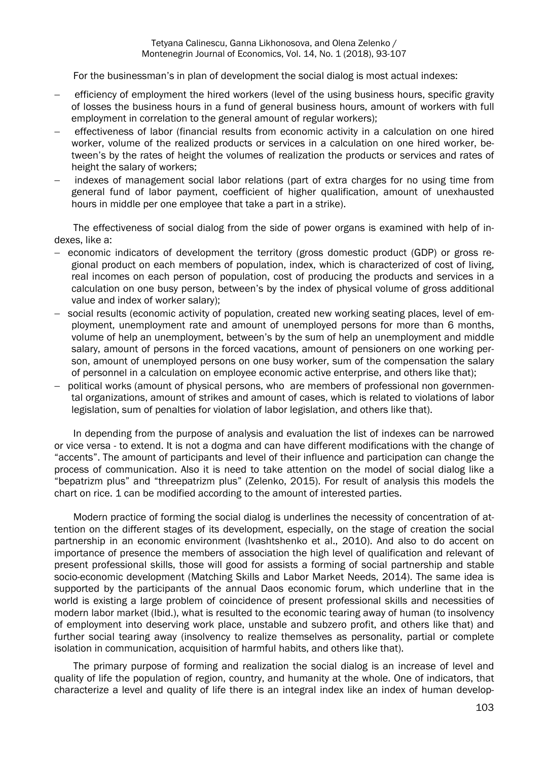For the businessman's in plan of development the social dialog is most actual indexes:

- efficiency of employment the hired workers (level of the using business hours, specific gravity of losses the business hours in a fund of general business hours, amount of workers with full employment in correlation to the general amount of regular workers);
- effectiveness of labor (financial results from economic activity in a calculation on one hired worker, volume of the realized products or services in a calculation on one hired worker, between's by the rates of height the volumes of realization the products or services and rates of height the salary of workers;
- indexes of management social labor relations (part of extra charges for no using time from general fund of labor payment, coefficient of higher qualification, amount of unexhausted hours in middle per one employee that take a part in a strike).

The effectiveness of social dialog from the side of power organs is examined with help of indexes, like a:

- economic indicators of development the territory (gross domestic product (GDP) or gross regional product on each members of population, index, which is characterized of cost of living, real incomes on each person of population, cost of producing the products and services in a calculation on one busy person, between's by the index of physical volume of gross additional value and index of worker salary);
- social results (economic activity of population, created new working seating places, level of employment, unemployment rate and amount of unemployed persons for more than 6 months, volume of help an unemployment, between's by the sum of help an unemployment and middle salary, amount of persons in the forced vacations, amount of pensioners on one working person, amount of unemployed persons on one busy worker, sum of the compensation the salary of personnel in a calculation on employee economic active enterprise, and others like that);
- political works (amount of physical persons, who are members of professional non governmental organizations, amount of strikes and amount of cases, which is related to violations of labor legislation, sum of penalties for violation of labor legislation, and others like that).

In depending from the purpose of analysis and evaluation the list of indexes can be narrowed or vice versa - to extend. It is not a dogma and can have different modifications with the change of "accents". The amount of participants and level of their influence and participation can change the process of communication. Also it is need to take attention on the model of social dialog like a "bepatrizm plus" and "threepatrizm plus" (Zelenko, 2015). For result of analysis this models the chart on rice. 1 can be modified according to the amount of interested parties.

Modern practice of forming the social dialog is underlines the necessity of concentration of attention on the different stages of its development, especially, on the stage of creation the social partnership in an economic environment (Ivashtshenko et al., 2010). And also to do accent on importance of presence the members of association the high level of qualification and relevant of present professional skills, those will good for assists a forming of social partnership and stable socio-economic development (Matching Skills and Labor Market Needs, 2014). The same idea is supported by the participants of the annual Daos economic forum, which underline that in the world is existing a large problem of coincidence of present professional skills and necessities of modern labor market (Ibid.), what is resulted to the economic tearing away of human (to insolvency of employment into deserving work place, unstable and subzero profit, and others like that) and further social tearing away (insolvency to realize themselves as personality, partial or complete isolation in communication, acquisition of harmful habits, and others like that).

The primary purpose of forming and realization the social dialog is an increase of level and quality of life the population of region, country, and humanity at the whole. One of indicators, that characterize a level and quality of life there is an integral index like an index of human develop-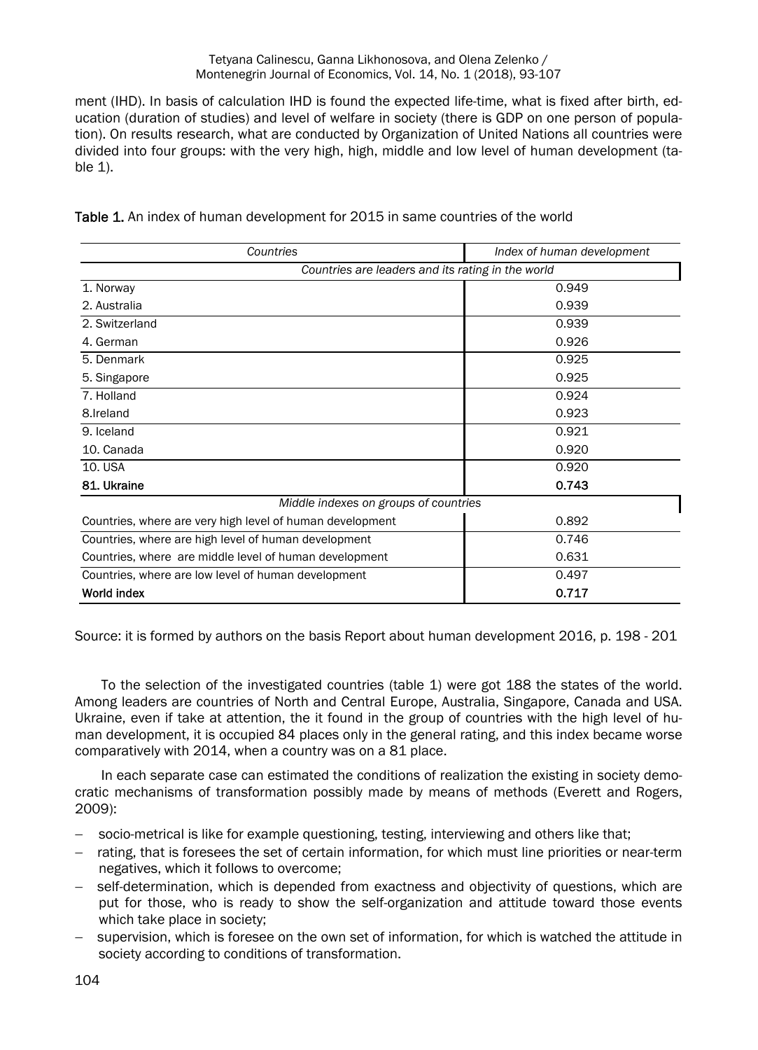ment (IHD). In basis of calculation IHD is found the expected life-time, what is fixed after birth, education (duration of studies) and level of welfare in society (there is GDP on one person of population). On results research, what are conducted by Organization of United Nations all countries were divided into four groups: with the very high, high, middle and low level of human development (table 1).

**Table 1.** An index of human development for 2015 in same countries of the world

| *Countries* | *Index of human development* |
|---|---|
| *Countries are leaders and its rating in the world* | |
| 1. Norway | 0.949 |
| 2. Australia | 0.939 |
| 2. Switzerland | 0.939 |
| 4. German | 0.926 |
| 5. Denmark | 0.925 |
| 5. Singapore | 0.925 |
| 7. Holland | 0.924 |
| 8.Ireland | 0.923 |
| 9. Iceland | 0.921 |
| 10. Canada | 0.920 |
| 10. USA | 0.920 |
| **81. Ukraine** | **0.743** |
| *Middle indexes on groups of countries* | |
| Countries, where are very high level of human development | 0.892 |
| Countries, where are high level of human development | 0.746 |
| Countries, where are middle level of human development | 0.631 |
| Countries, where are low level of human development | 0.497 |
| **World index** | **0.717** |

Source: it is formed by authors on the basis Report about human development 2016, p. 198 - 201

To the selection of the investigated countries (table 1) were got 188 the states of the world. Among leaders are countries of North and Central Europe, Australia, Singapore, Canada and USA. Ukraine, even if take at attention, the it found in the group of countries with the high level of human development, it is occupied 84 places only in the general rating, and this index became worse comparatively with 2014, when a country was on a 81 place.

In each separate case can estimated the conditions of realization the existing in society democratic mechanisms of transformation possibly made by means of methods (Everett and Rogers, 2009):

- socio-metrical is like for example questioning, testing, interviewing and others like that;
- rating, that is foresees the set of certain information, for which must line priorities or near-term negatives, which it follows to overcome;
- self-determination, which is depended from exactness and objectivity of questions, which are put for those, who is ready to show the self-organization and attitude toward those events which take place in society;
- supervision, which is foresee on the own set of information, for which is watched the attitude in society according to conditions of transformation.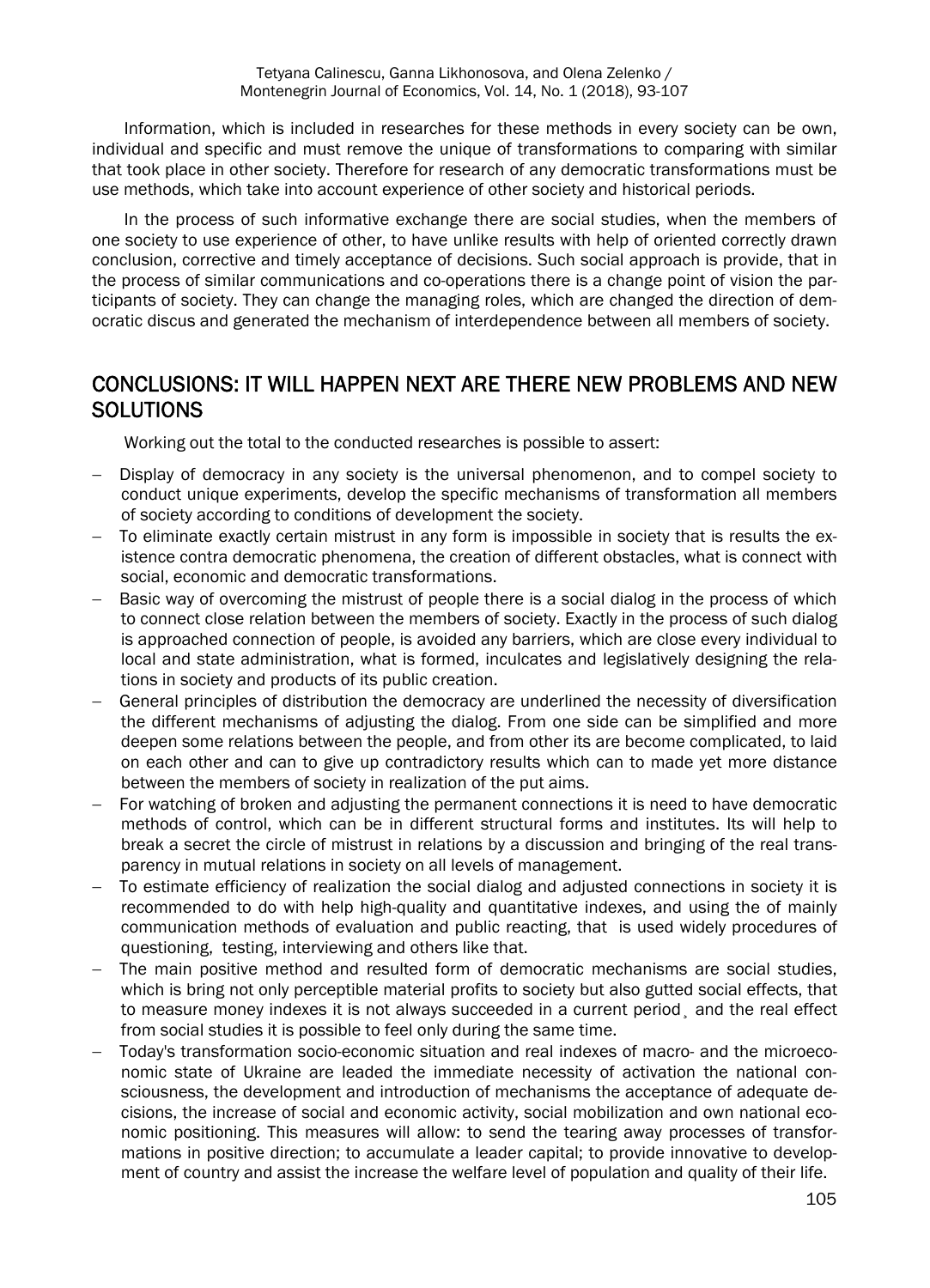Information, which is included in researches for these methods in every society can be own, individual and specific and must remove the unique of transformations to comparing with similar that took place in other society. Therefore for research of any democratic transformations must be use methods, which take into account experience of other society and historical periods.

In the process of such informative exchange there are social studies, when the members of one society to use experience of other, to have unlike results with help of oriented correctly drawn conclusion, corrective and timely acceptance of decisions. Such social approach is provide, that in the process of similar communications and co-operations there is a change point of vision the participants of society. They can change the managing roles, which are changed the direction of democratic discus and generated the mechanism of interdependence between all members of society.

## CONCLUSIONS: IT WILL HAPPEN NEXT ARE THERE NEW PROBLEMS AND NEW SOLUTIONS

Working out the total to the conducted researches is possible to assert:

- Display of democracy in any society is the universal phenomenon, and to compel society to conduct unique experiments, develop the specific mechanisms of transformation all members of society according to conditions of development the society.
- To eliminate exactly certain mistrust in any form is impossible in society that is results the existence contra democratic phenomena, the creation of different obstacles, what is connect with social, economic and democratic transformations.
- Basic way of overcoming the mistrust of people there is a social dialog in the process of which to connect close relation between the members of society. Exactly in the process of such dialog is approached connection of people, is avoided any barriers, which are close every individual to local and state administration, what is formed, inculcates and legislatively designing the relations in society and products of its public creation.
- General principles of distribution the democracy are underlined the necessity of diversification the different mechanisms of adjusting the dialog. From one side can be simplified and more deepen some relations between the people, and from other its are become complicated, to laid on each other and can to give up contradictory results which can to made yet more distance between the members of society in realization of the put aims.
- For watching of broken and adjusting the permanent connections it is need to have democratic methods of control, which can be in different structural forms and institutes. Its will help to break a secret the circle of mistrust in relations by a discussion and bringing of the real transparency in mutual relations in society on all levels of management.
- To estimate efficiency of realization the social dialog and adjusted connections in society it is recommended to do with help high-quality and quantitative indexes, and using the of mainly communication methods of evaluation and public reacting, that is used widely procedures of questioning, testing, interviewing and others like that.
- The main positive method and resulted form of democratic mechanisms are social studies, which is bring not only perceptible material profits to society but also gutted social effects, that to measure money indexes it is not always succeeded in a current period¸ and the real effect from social studies it is possible to feel only during the same time.
- Today's transformation socio-economic situation and real indexes of macro- and the microeconomic state of Ukraine are leaded the immediate necessity of activation the national consciousness, the development and introduction of mechanisms the acceptance of adequate decisions, the increase of social and economic activity, social mobilization and own national economic positioning. This measures will allow: to send the tearing away processes of transformations in positive direction; to accumulate a leader capital; to provide innovative to development of country and assist the increase the welfare level of population and quality of their life.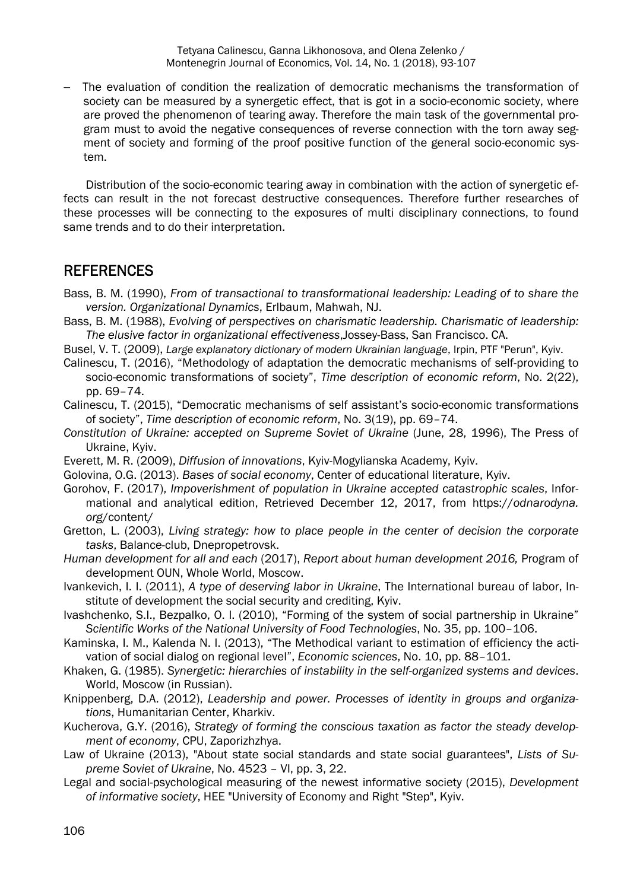- The evaluation of condition the realization of democratic mechanisms the transformation of society can be measured by a synergetic effect, that is got in a socio-economic society, where are proved the phenomenon of tearing away. Therefore the main task of the governmental program must to avoid the negative consequences of reverse connection with the torn away segment of society and forming of the proof positive function of the general socio-economic system.

Distribution of the socio-economic tearing away in combination with the action of synergetic effects can result in the not forecast destructive consequences. Therefore further researches of these processes will be connecting to the exposures of multi disciplinary connections, to found same trends and to do their interpretation.

## REFERENCES

Bass, B. M. (1990), *From of transactional to transformational leadership: Leading of to share the version. Organizational Dynamics*, Erlbaum, Mahwah, NJ.

Bass, B. M. (1988), *Evolving of perspectives on charismatic leadership. Charismatic of leadership: The elusive factor in organizational effectiveness*,Jossey-Bass, San Francisco. CA.

Busel, V. T. (2009), *Large explanatory dictionary of modern Ukrainian language*, Irpin, PTF "Perun", Kyiv.

Calinescu, T. (2016), "Methodology of adaptation the democratic mechanisms of self-providing to socio-economic transformations of society", *Time description of economic reform*, No. 2(22), pp. 69–74.

Calinescu, T. (2015), "Democratic mechanisms of self assistant's socio-economic transformations of society", *Time description of economic reform*, No. 3(19), pp. 69–74.

*Constitution of Ukraine: accepted on Supreme Soviet of Ukraine* (June, 28, 1996), The Press of Ukraine, Kyiv.

Everett, M. R. (2009), *Diffusion of innovations*, Kyiv-Mogylianska Academy, Kyiv.

Golovina, O.G. (2013). *Bases of social economy*, Center of educational literature, Kyiv.

Gorohov, F. (2017), *Impoverishment of population in Ukraine accepted catastrophic scales*, Informational and analytical edition, Retrieved December 12, 2017, from https://*odnarodyna.org*/content/

Gretton, L. (2003), *Living strategy: how to place people in the center of decision the corporate tasks*, Balance-club, Dnepropetrovsk.

*Human development for all and each* (2017), *Report about human development 2016,* Program of development OUN, Whole World, Moscow.

Ivankevich, I. I. (2011), *A type of deserving labor in Ukraine*, The International bureau of labor, Institute of development the social security and crediting, Kyiv.

Ivashchenko, S.I., Bezpalko, O. I. (2010), "Forming of the system of social partnership in Ukraine" *Scientific Works of the National University of Food Technologies*, No. 35, pp. 100–106.

Kaminska, I. M., Kalenda N. I. (2013), "The Methodical variant to estimation of efficiency the activation of social dialog on regional level", *Economic sciences*, No. 10, pp. 88–101.

Khaken, G. (1985). *Synergetic: hierarchies of instability in the self-organized systems and devices*. World, Moscow (in Russian).

Knippenberg, D.A. (2012), *Leadership and power. Processes of identity in groups and organizations*, Humanitarian Center, Kharkiv.

Kucherova, G.Y. (2016), *Strategy of forming the conscious taxation as factor the steady development of economy*, CPU, Zaporizhzhya.

Law of Ukraine (2013), "About state social standards and state social guarantees", *Lists of Supreme Soviet of Ukraine*, No. 4523 – VI, pp. 3, 22.

Legal and social-psychological measuring of the newest informative society (2015), *Development of informative society*, HEE "University of Economy and Right "Step", Kyiv.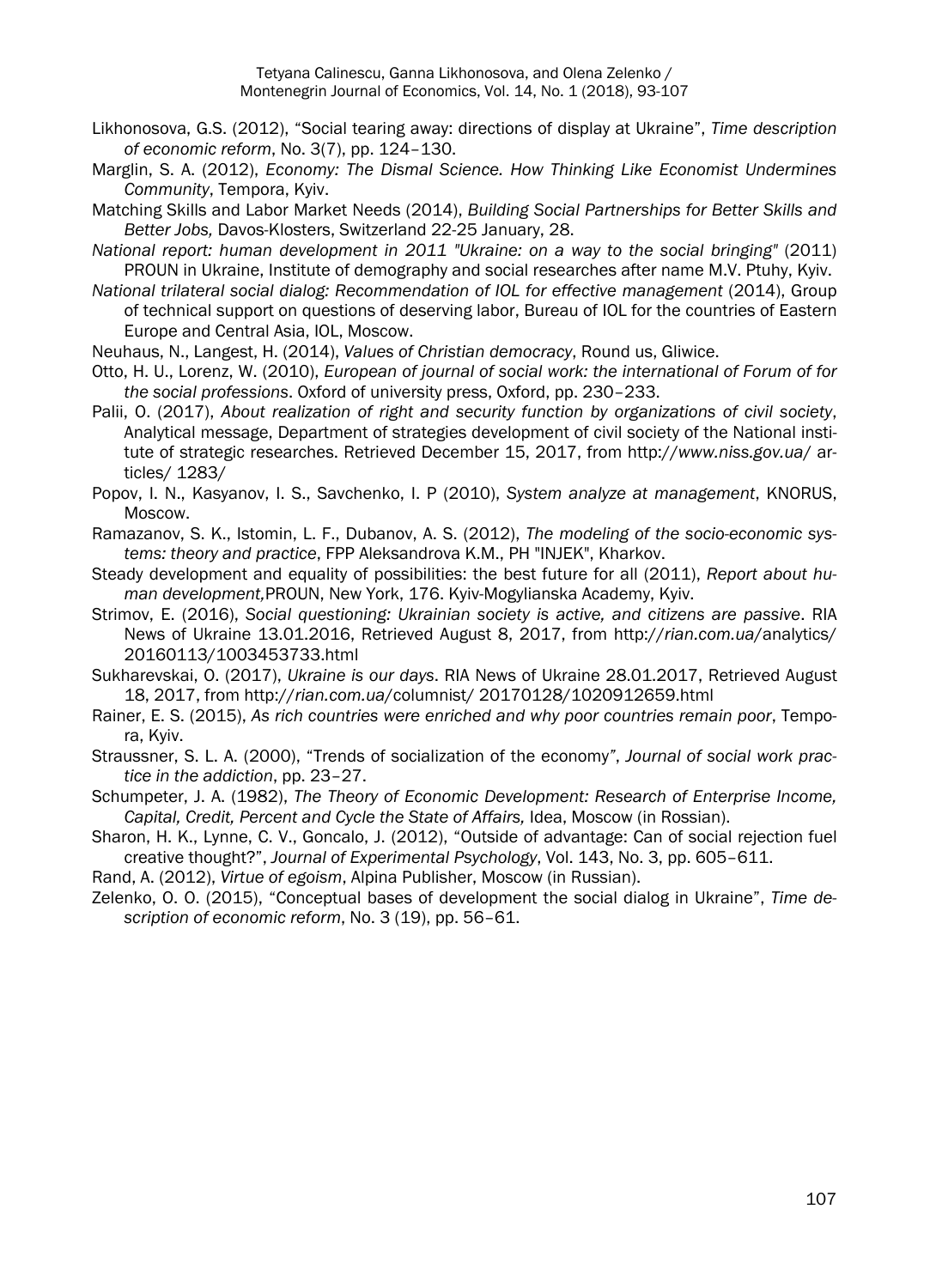Likhonosova, G.S. (2012), "Social tearing away: directions of display at Ukraine", *Time description of economic reform*, No. 3(7), pp. 124–130.

Marglin, S. A. (2012), *Economy: The Dismal Science. How Thinking Like Economist Undermines Community*, Tempora, Kyiv.

Matching Skills and Labor Market Needs (2014), *Building Social Partnerships for Better Skills and Better Jobs,* Davos-Klosters, Switzerland 22-25 January, 28.

*National report: human development in 2011 "Ukraine: on a way to the social bringing"* (2011) PROUN in Ukraine, Institute of demography and social researches after name M.V. Ptuhy, Kyiv.

*National trilateral social dialog: Recommendation of IOL for effective management* (2014), Group of technical support on questions of deserving labor, Bureau of IOL for the countries of Eastern Europe and Central Asia, IOL, Moscow.

Neuhaus, N., Langest, H. (2014), *Values of Christian democracy*, Round us, Gliwice.

Otto, H. U., Lorenz, W. (2010), *European of journal of social work: the international of Forum of for the social professions*. Oxford of university press, Oxford, pp. 230–233.

Palii, O. (2017), *About realization of right and security function by organizations of civil society*, Analytical message, Department of strategies development of civil society of the National institute of strategic researches. Retrieved December 15, 2017, from http://www.niss.gov.ua/ articles/ 1283/

Popov, I. N., Kasyanov, I. S., Savchenko, I. P (2010), *System analyze at management*, KNORUS, Moscow.

Ramazanov, S. K., Istomin, L. F., Dubanov, A. S. (2012), *The modeling of the socio-economic systems: theory and practice*, FPP Aleksandrova K.M., PH "INJEK", Kharkov.

Steady development and equality of possibilities: the best future for all (2011), *Report about human development,*PROUN, New York, 176. Kyiv-Mogylianska Academy, Kyiv.

Strimov, E. (2016), *Social questioning: Ukrainian society is active, and citizens are passive*. RIA News of Ukraine 13.01.2016, Retrieved August 8, 2017, from http://rian.com.ua/analytics/ 20160113/1003453733.html

Sukharevskai, O. (2017), *Ukraine is our days*. RIA News of Ukraine 28.01.2017, Retrieved August 18, 2017, from http://rian.com.ua/columnist/ 20170128/1020912659.html

Rainer, E. S. (2015), *As rich countries were enriched and why poor countries remain poor*, Tempora, Kyiv.

Straussner, S. L. A. (2000), "Trends of socialization of the economy", *Journal of social work practice in the addiction*, pp. 23–27.

Schumpeter, J. A. (1982), *The Theory of Economic Development: Research of Enterprise Income, Capital, Credit, Percent and Cycle the State of Affairs,* Idea, Moscow (in Rossian).

Sharon, H. K., Lynne, C. V., Goncalo, J. (2012), "Outside of advantage: Can of social rejection fuel creative thought?", *Journal of Experimental Psychology*, Vol. 143, No. 3, pp. 605–611.

Rand, A. (2012), *Virtue of egoism*, Alpina Publisher, Moscow (in Russian).

Zelenko, O. O. (2015), "Conceptual bases of development the social dialog in Ukraine", *Time description of economic reform*, No. 3 (19), pp. 56–61.